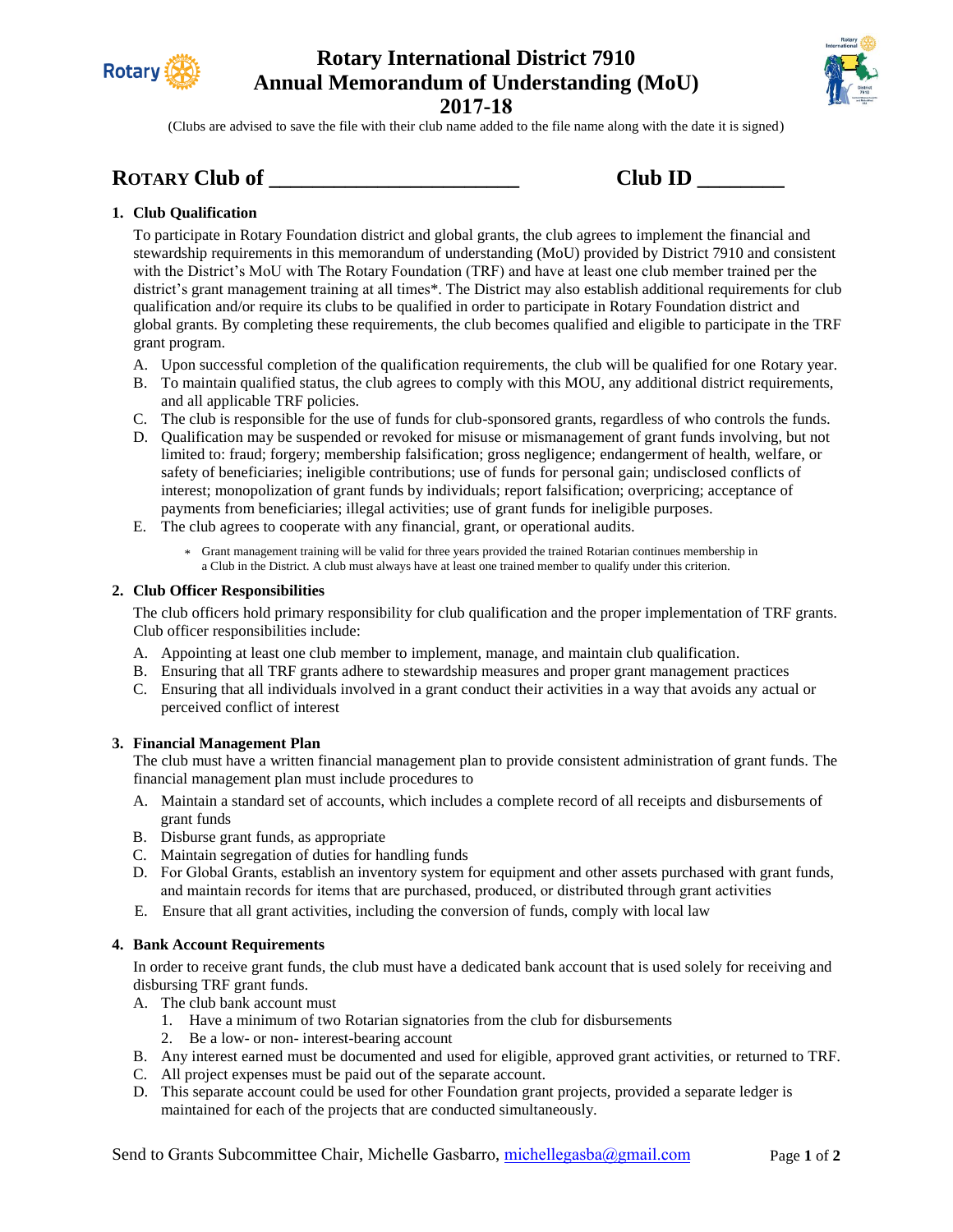# Rotary International District 7910
# Annual Memorandum of Understanding (MoU)
# 2017-18

(Clubs are advised to save the file with their club name added to the file name along with the date it is signed)

## ROTARY Club of ________________________ Club ID ________

### 1. Club Qualification

To participate in Rotary Foundation district and global grants, the club agrees to implement the financial and stewardship requirements in this memorandum of understanding (MoU) provided by District 7910 and consistent with the District's MoU with The Rotary Foundation (TRF) and have at least one club member trained per the district's grant management training at all times*. The District may also establish additional requirements for club qualification and/or require its clubs to be qualified in order to participate in Rotary Foundation district and global grants. By completing these requirements, the club becomes qualified and eligible to participate in the TRF grant program.

A. Upon successful completion of the qualification requirements, the club will be qualified for one Rotary year.
B. To maintain qualified status, the club agrees to comply with this MOU, any additional district requirements, and all applicable TRF policies.
C. The club is responsible for the use of funds for club-sponsored grants, regardless of who controls the funds.
D. Qualification may be suspended or revoked for misuse or mismanagement of grant funds involving, but not limited to: fraud; forgery; membership falsification; gross negligence; endangerment of health, welfare, or safety of beneficiaries; ineligible contributions; use of funds for personal gain; undisclosed conflicts of interest; monopolization of grant funds by individuals; report falsification; overpricing; acceptance of payments from beneficiaries; illegal activities; use of grant funds for ineligible purposes.
E. The club agrees to cooperate with any financial, grant, or operational audits.

* Grant management training will be valid for three years provided the trained Rotarian continues membership in a Club in the District. A club must always have at least one trained member to qualify under this criterion.

### 2. Club Officer Responsibilities

The club officers hold primary responsibility for club qualification and the proper implementation of TRF grants. Club officer responsibilities include:

A. Appointing at least one club member to implement, manage, and maintain club qualification.
B. Ensuring that all TRF grants adhere to stewardship measures and proper grant management practices
C. Ensuring that all individuals involved in a grant conduct their activities in a way that avoids any actual or perceived conflict of interest

### 3. Financial Management Plan

The club must have a written financial management plan to provide consistent administration of grant funds. The financial management plan must include procedures to

A. Maintain a standard set of accounts, which includes a complete record of all receipts and disbursements of grant funds
B. Disburse grant funds, as appropriate
C. Maintain segregation of duties for handling funds
D. For Global Grants, establish an inventory system for equipment and other assets purchased with grant funds, and maintain records for items that are purchased, produced, or distributed through grant activities
E. Ensure that all grant activities, including the conversion of funds, comply with local law

### 4. Bank Account Requirements

In order to receive grant funds, the club must have a dedicated bank account that is used solely for receiving and disbursing TRF grant funds.

A. The club bank account must
   1. Have a minimum of two Rotarian signatories from the club for disbursements
   2. Be a low- or non- interest-bearing account
B. Any interest earned must be documented and used for eligible, approved grant activities, or returned to TRF.
C. All project expenses must be paid out of the separate account.
D. This separate account could be used for other Foundation grant projects, provided a separate ledger is maintained for each of the projects that are conducted simultaneously.

Send to Grants Subcommittee Chair, Michelle Gasbarro, michellegasba@gmail.com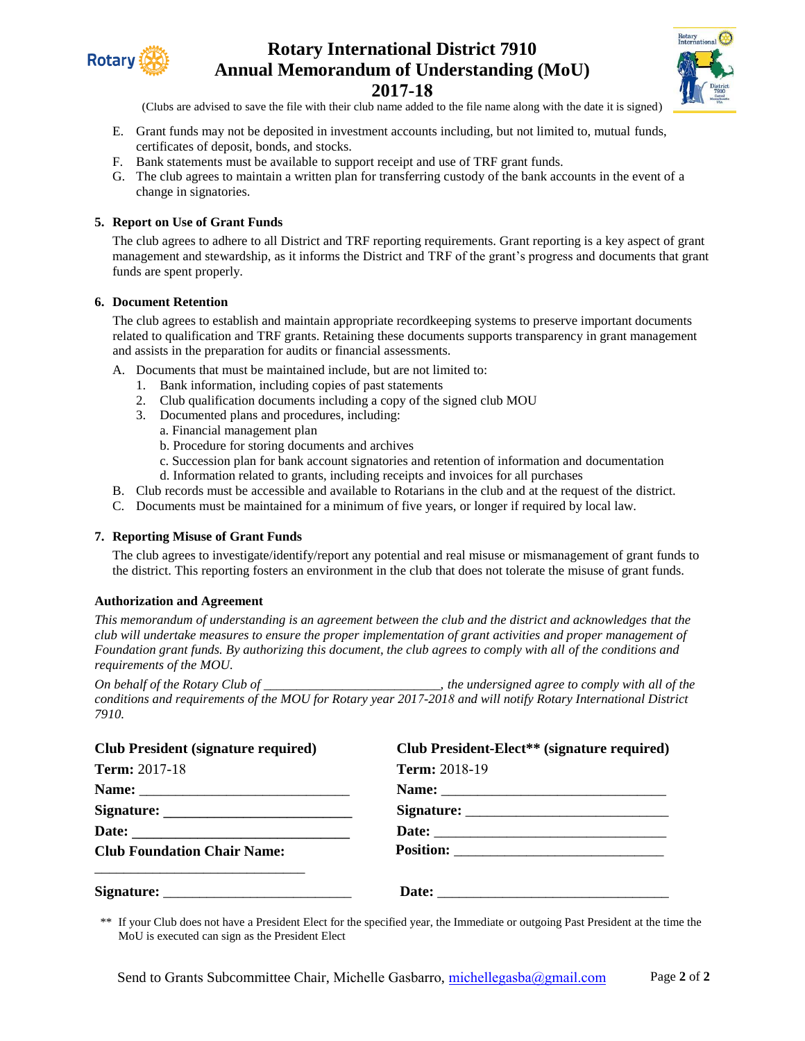# Rotary International District 7910
# Annual Memorandum of Understanding (MoU)
# 2017-18

(Clubs are advised to save the file with their club name added to the file name along with the date it is signed)

E. Grant funds may not be deposited in investment accounts including, but not limited to, mutual funds, certificates of deposit, bonds, and stocks.
F. Bank statements must be available to support receipt and use of TRF grant funds.
G. The club agrees to maintain a written plan for transferring custody of the bank accounts in the event of a change in signatories.

**5. Report on Use of Grant Funds**

The club agrees to adhere to all District and TRF reporting requirements. Grant reporting is a key aspect of grant management and stewardship, as it informs the District and TRF of the grant's progress and documents that grant funds are spent properly.

**6. Document Retention**

The club agrees to establish and maintain appropriate recordkeeping systems to preserve important documents related to qualification and TRF grants. Retaining these documents supports transparency in grant management and assists in the preparation for audits or financial assessments.

A. Documents that must be maintained include, but are not limited to:
   1. Bank information, including copies of past statements
   2. Club qualification documents including a copy of the signed club MOU
   3. Documented plans and procedures, including:
      a. Financial management plan
      b. Procedure for storing documents and archives
      c. Succession plan for bank account signatories and retention of information and documentation
      d. Information related to grants, including receipts and invoices for all purchases
B. Club records must be accessible and available to Rotarians in the club and at the request of the district.
C. Documents must be maintained for a minimum of five years, or longer if required by local law.

**7. Reporting Misuse of Grant Funds**

The club agrees to investigate/identify/report any potential and real misuse or mismanagement of grant funds to the district. This reporting fosters an environment in the club that does not tolerate the misuse of grant funds.

**Authorization and Agreement**

*This memorandum of understanding is an agreement between the club and the district and acknowledges that the club will undertake measures to ensure the proper implementation of grant activities and proper management of Foundation grant funds. By authorizing this document, the club agrees to comply with all of the conditions and requirements of the MOU.*

*On behalf of the Rotary Club of \_\_\_\_\_\_\_\_\_\_\_\_\_\_\_\_\_\_\_\_\_\_\_\_\_\_, the undersigned agree to comply with all of the conditions and requirements of the MOU for Rotary year 2017-2018 and will notify Rotary International District 7910.*

**Club President (signature required)**
**Term:** 2017-18
**Name:** \_\_\_\_\_\_\_\_\_\_\_\_\_\_\_\_\_\_\_\_\_\_\_\_\_\_\_\_\_\_
**Signature:** \_\_\_\_\_\_\_\_\_\_\_\_\_\_\_\_\_\_\_\_\_\_\_\_\_\_
**Date:** \_\_\_\_\_\_\_\_\_\_\_\_\_\_\_\_\_\_\_\_\_\_\_\_\_\_\_\_\_\_
**Club Foundation Chair Name:** \_\_\_\_\_\_\_\_\_\_\_\_\_\_\_\_\_\_\_\_\_\_\_\_\_\_\_\_\_\_
**Signature:** \_\_\_\_\_\_\_\_\_\_\_\_\_\_\_\_\_\_\_\_\_\_\_\_\_\_

**Club President-Elect\*\* (signature required)**
**Term:** 2018-19
**Name:** \_\_\_\_\_\_\_\_\_\_\_\_\_\_\_\_\_\_\_\_\_\_\_\_\_\_\_\_\_\_\_\_
**Signature:** \_\_\_\_\_\_\_\_\_\_\_\_\_\_\_\_\_\_\_\_\_\_\_\_\_\_\_\_
**Date:** \_\_\_\_\_\_\_\_\_\_\_\_\_\_\_\_\_\_\_\_\_\_\_\_\_\_\_\_\_\_\_\_\_
**Position:** \_\_\_\_\_\_\_\_\_\_\_\_\_\_\_\_\_\_\_\_\_\_\_\_\_\_\_\_\_\_
**Date:** \_\_\_\_\_\_\_\_\_\_\_\_\_\_\_\_\_\_\_\_\_\_\_\_\_\_\_\_\_\_\_\_\_

\*\* If your Club does not have a President Elect for the specified year, the Immediate or outgoing Past President at the time the MoU is executed can sign as the President Elect

Send to Grants Subcommittee Chair, Michelle Gasbarro, michellegasba@gmail.com